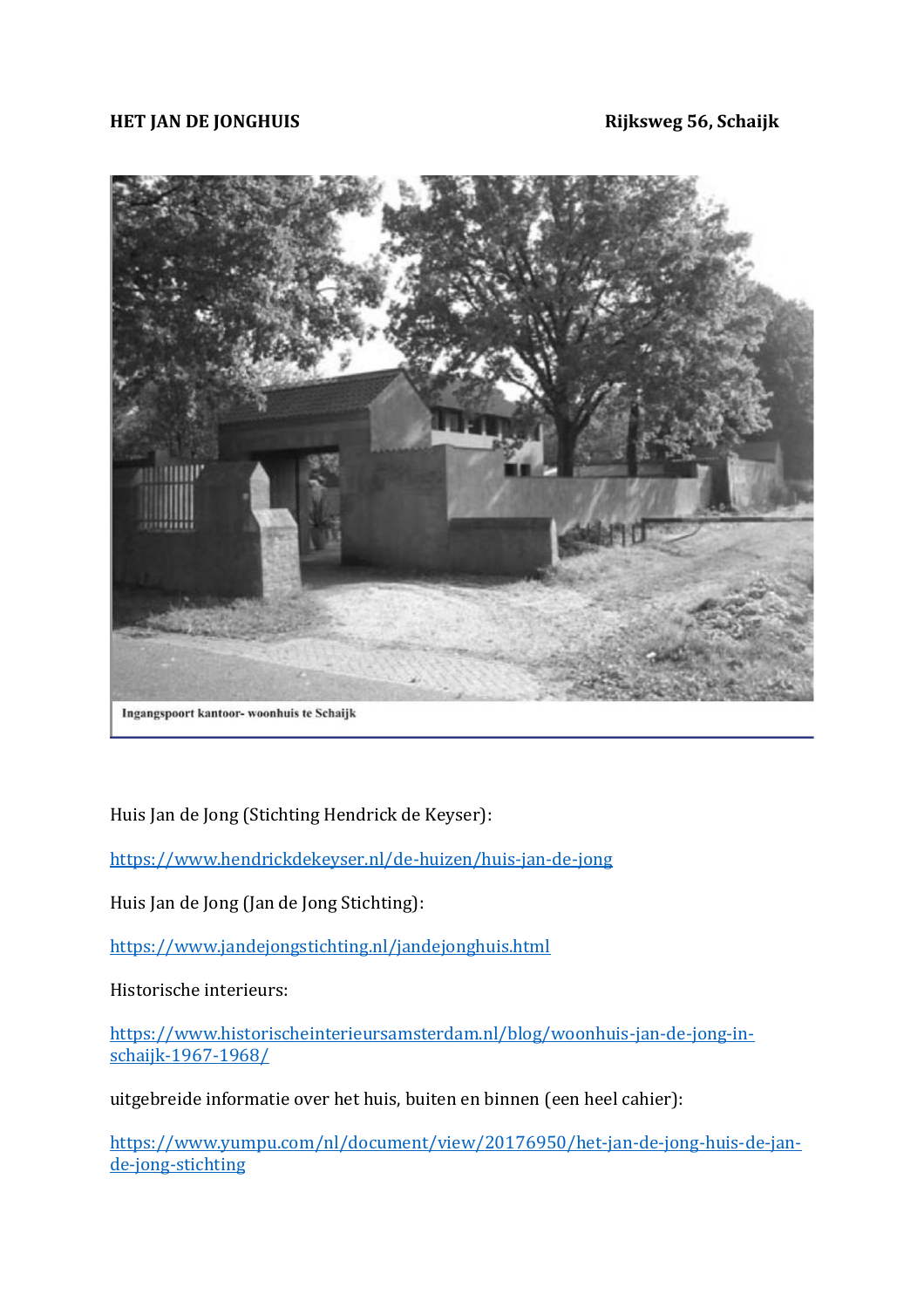**HET JAN DE JONGHUIS** **Rijksweg 56, Schaijk**

Ingangspoort kantoor- woonhuis te Schaijk

Huis Jan de Jong (Stichting Hendrick de Keyser):

https://www.hendrickdekeyser.nl/de-huizen/huis-jan-de-jong

Huis Jan de Jong (Jan de Jong Stichting):

https://www.jandejongstichting.nl/jandejonghuis.html

Historische interieurs:

https://www.historischeinterieursamsterdam.nl/blog/woonhuis-jan-de-jong-in-schaijk-1967-1968/

uitgebreide informatie over het huis, buiten en binnen (een heel cahier):

https://www.yumpu.com/nl/document/view/20176950/het-jan-de-jong-huis-de-jan-de-jong-stichting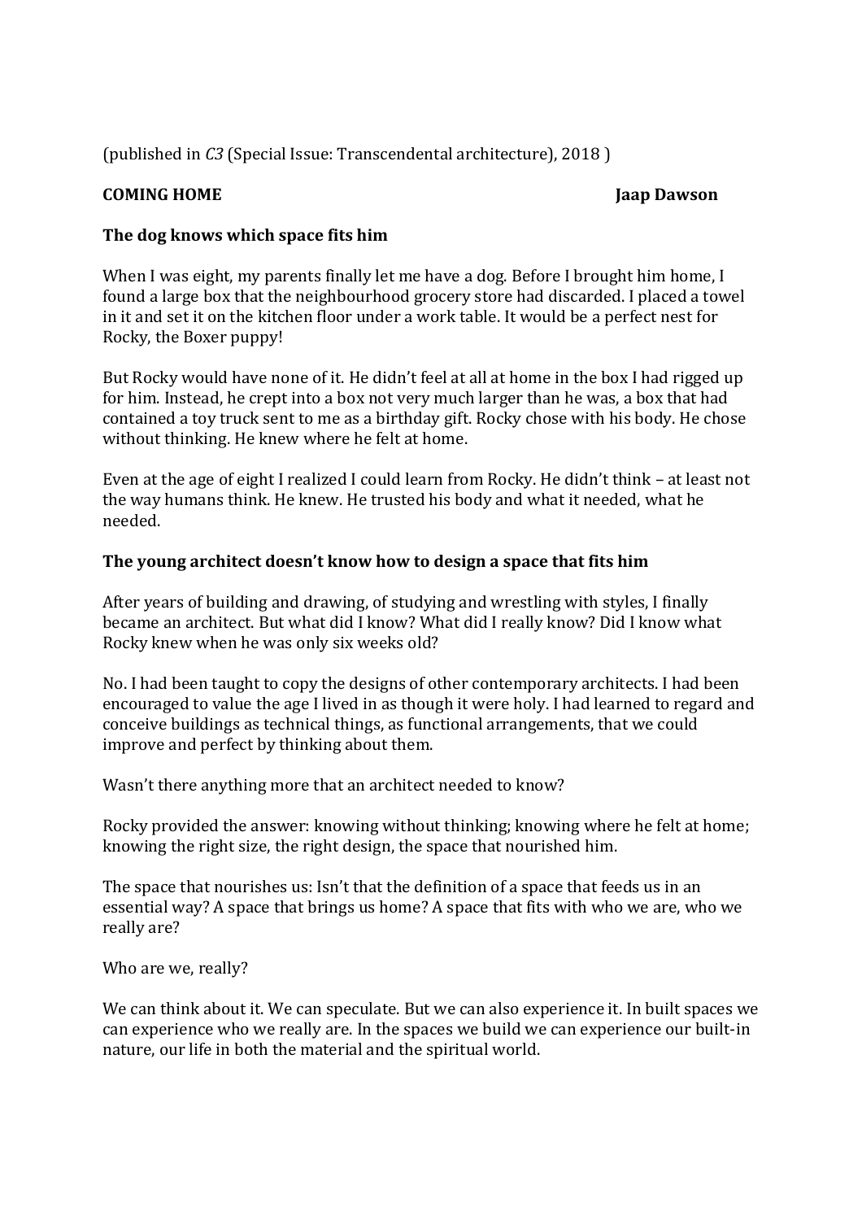(published in *C3* (Special Issue: Transcendental architecture), 2018 )

**COMING HOME** **Jaap Dawson**

### The dog knows which space fits him

When I was eight, my parents finally let me have a dog. Before I brought him home, I found a large box that the neighbourhood grocery store had discarded. I placed a towel in it and set it on the kitchen floor under a work table. It would be a perfect nest for Rocky, the Boxer puppy!

But Rocky would have none of it. He didn't feel at all at home in the box I had rigged up for him. Instead, he crept into a box not very much larger than he was, a box that had contained a toy truck sent to me as a birthday gift. Rocky chose with his body. He chose without thinking. He knew where he felt at home.

Even at the age of eight I realized I could learn from Rocky. He didn't think – at least not the way humans think. He knew. He trusted his body and what it needed, what he needed.

### The young architect doesn't know how to design a space that fits him

After years of building and drawing, of studying and wrestling with styles, I finally became an architect. But what did I know? What did I really know? Did I know what Rocky knew when he was only six weeks old?

No. I had been taught to copy the designs of other contemporary architects. I had been encouraged to value the age I lived in as though it were holy. I had learned to regard and conceive buildings as technical things, as functional arrangements, that we could improve and perfect by thinking about them.

Wasn't there anything more that an architect needed to know?

Rocky provided the answer: knowing without thinking; knowing where he felt at home; knowing the right size, the right design, the space that nourished him.

The space that nourishes us: Isn't that the definition of a space that feeds us in an essential way? A space that brings us home? A space that fits with who we are, who we really are?

Who are we, really?

We can think about it. We can speculate. But we can also experience it. In built spaces we can experience who we really are. In the spaces we build we can experience our built-in nature, our life in both the material and the spiritual world.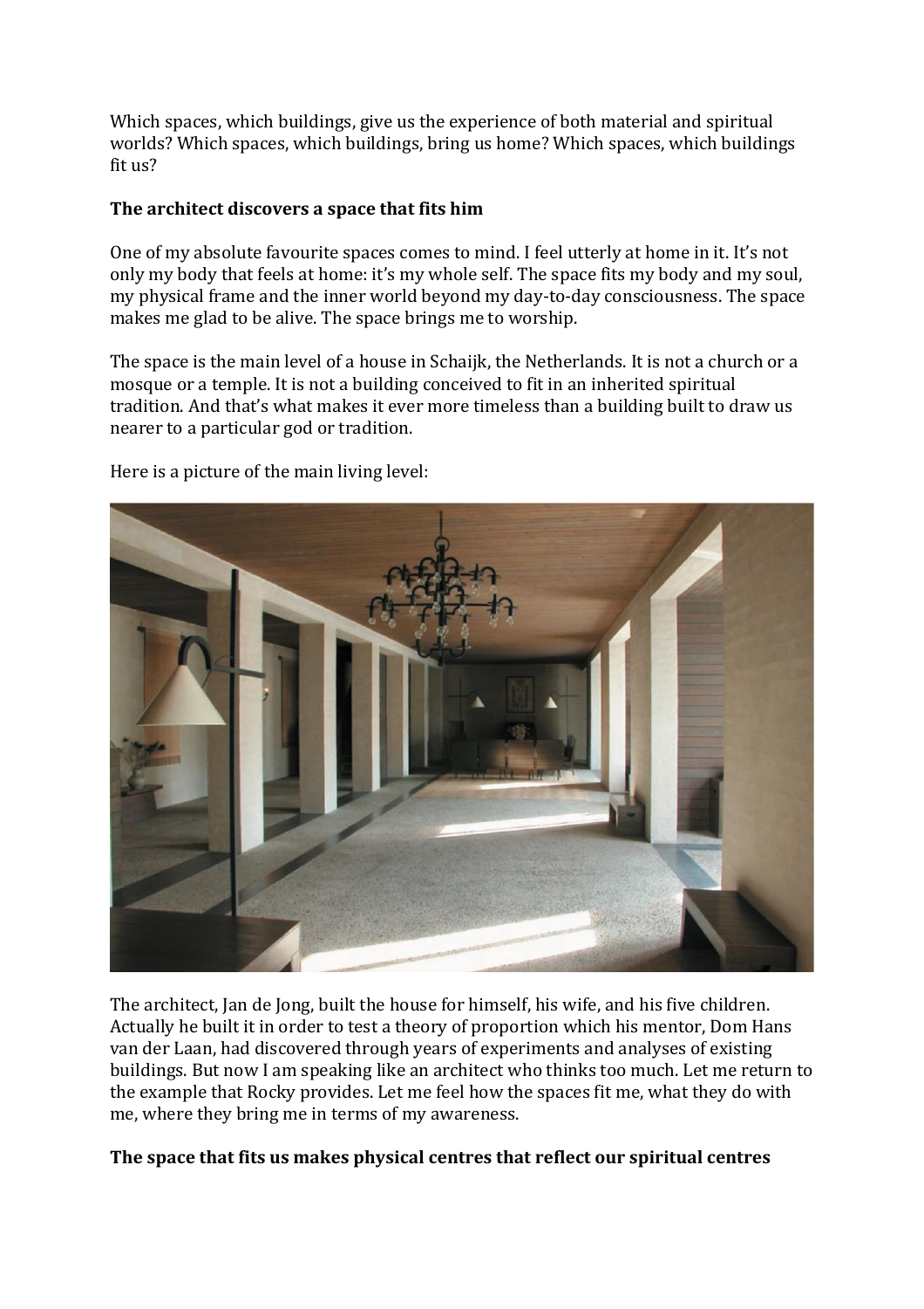Which spaces, which buildings, give us the experience of both material and spiritual worlds? Which spaces, which buildings, bring us home? Which spaces, which buildings fit us?

**The architect discovers a space that fits him**

One of my absolute favourite spaces comes to mind. I feel utterly at home in it. It's not only my body that feels at home: it's my whole self. The space fits my body and my soul, my physical frame and the inner world beyond my day-to-day consciousness. The space makes me glad to be alive. The space brings me to worship.

The space is the main level of a house in Schaijk, the Netherlands. It is not a church or a mosque or a temple. It is not a building conceived to fit in an inherited spiritual tradition. And that's what makes it ever more timeless than a building built to draw us nearer to a particular god or tradition.

Here is a picture of the main living level:

The architect, Jan de Jong, built the house for himself, his wife, and his five children. Actually he built it in order to test a theory of proportion which his mentor, Dom Hans van der Laan, had discovered through years of experiments and analyses of existing buildings. But now I am speaking like an architect who thinks too much. Let me return to the example that Rocky provides. Let me feel how the spaces fit me, what they do with me, where they bring me in terms of my awareness.

**The space that fits us makes physical centres that reflect our spiritual centres**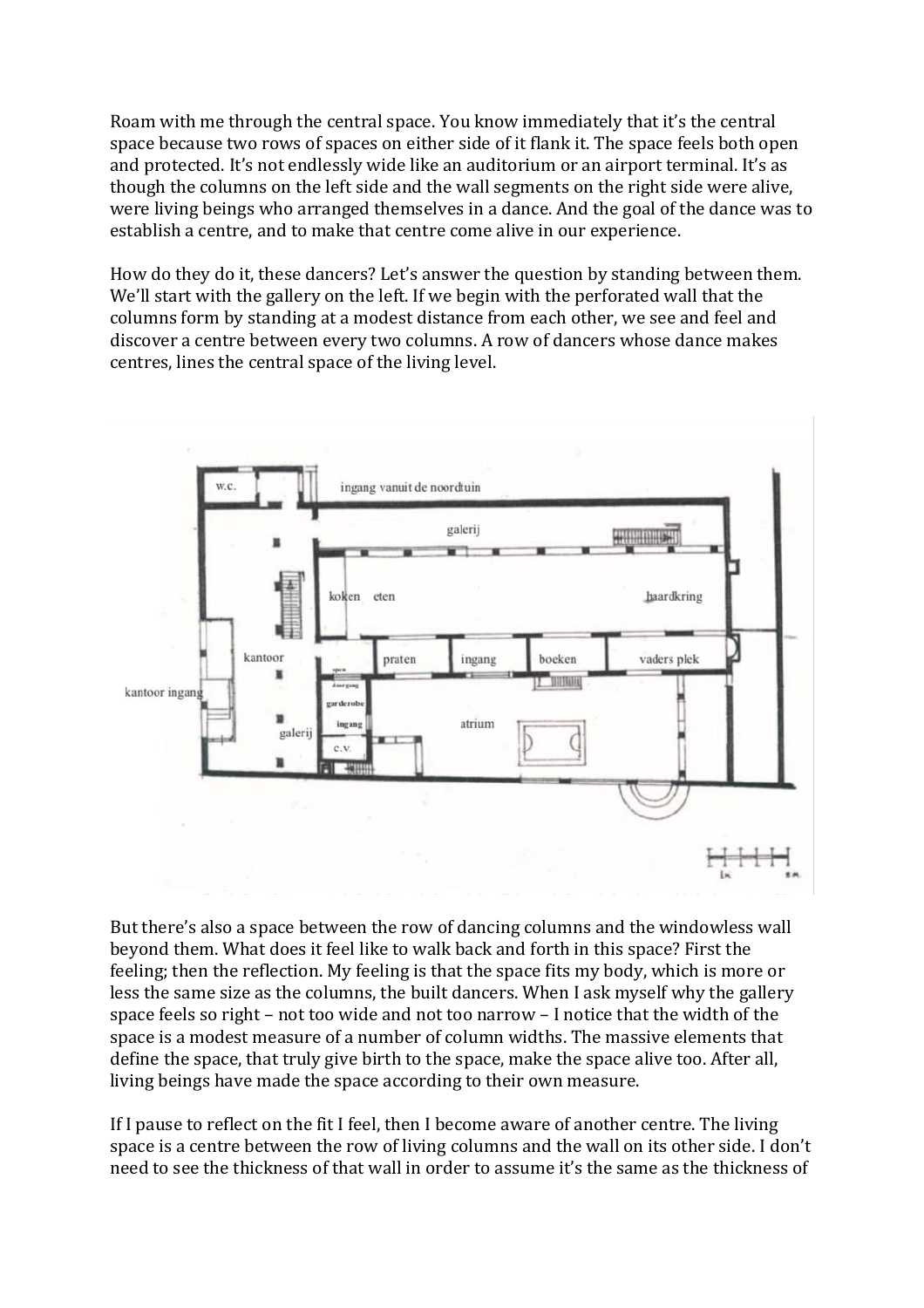Roam with me through the central space. You know immediately that it's the central space because two rows of spaces on either side of it flank it. The space feels both open and protected. It's not endlessly wide like an auditorium or an airport terminal. It's as though the columns on the left side and the wall segments on the right side were alive, were living beings who arranged themselves in a dance. And the goal of the dance was to establish a centre, and to make that centre come alive in our experience.

How do they do it, these dancers? Let's answer the question by standing between them. We'll start with the gallery on the left. If we begin with the perforated wall that the columns form by standing at a modest distance from each other, we see and feel and discover a centre between every two columns. A row of dancers whose dance makes centres, lines the central space of the living level.

But there's also a space between the row of dancing columns and the windowless wall beyond them. What does it feel like to walk back and forth in this space? First the feeling; then the reflection. My feeling is that the space fits my body, which is more or less the same size as the columns, the built dancers. When I ask myself why the gallery space feels so right – not too wide and not too narrow – I notice that the width of the space is a modest measure of a number of column widths. The massive elements that define the space, that truly give birth to the space, make the space alive too. After all, living beings have made the space according to their own measure.

If I pause to reflect on the fit I feel, then I become aware of another centre. The living space is a centre between the row of living columns and the wall on its other side. I don't need to see the thickness of that wall in order to assume it's the same as the thickness of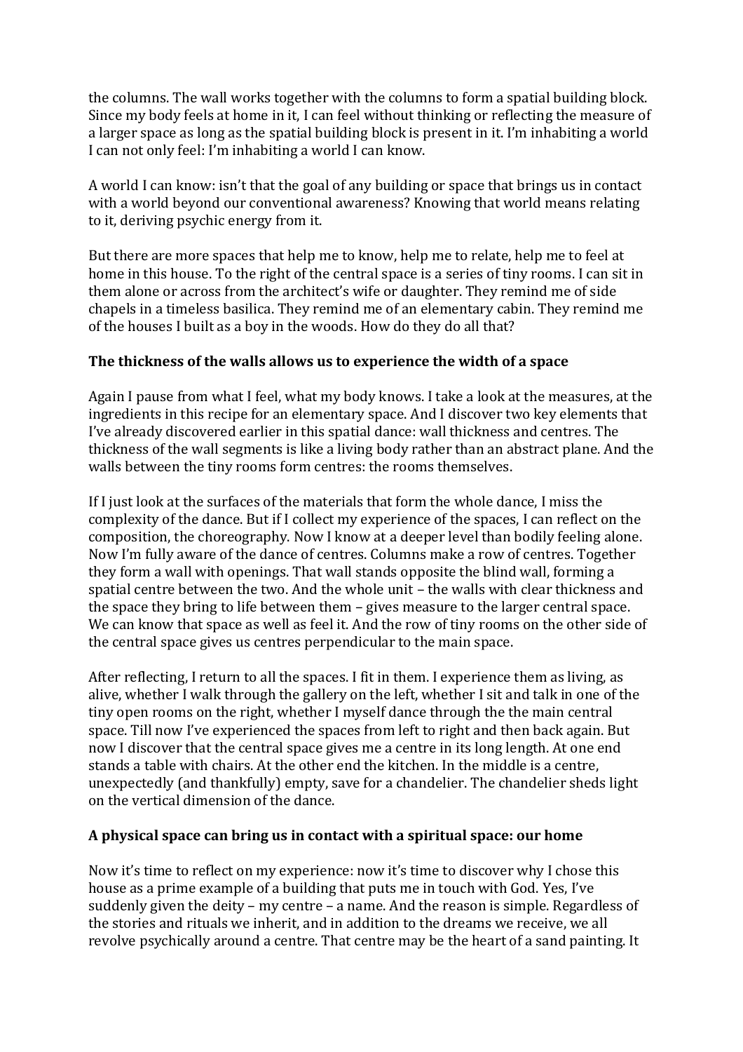the columns. The wall works together with the columns to form a spatial building block. Since my body feels at home in it, I can feel without thinking or reflecting the measure of a larger space as long as the spatial building block is present in it. I'm inhabiting a world I can not only feel: I'm inhabiting a world I can know.

A world I can know: isn't that the goal of any building or space that brings us in contact with a world beyond our conventional awareness? Knowing that world means relating to it, deriving psychic energy from it.

But there are more spaces that help me to know, help me to relate, help me to feel at home in this house. To the right of the central space is a series of tiny rooms. I can sit in them alone or across from the architect's wife or daughter. They remind me of side chapels in a timeless basilica. They remind me of an elementary cabin. They remind me of the houses I built as a boy in the woods. How do they do all that?

**The thickness of the walls allows us to experience the width of a space**

Again I pause from what I feel, what my body knows. I take a look at the measures, at the ingredients in this recipe for an elementary space. And I discover two key elements that I've already discovered earlier in this spatial dance: wall thickness and centres. The thickness of the wall segments is like a living body rather than an abstract plane. And the walls between the tiny rooms form centres: the rooms themselves.

If I just look at the surfaces of the materials that form the whole dance, I miss the complexity of the dance. But if I collect my experience of the spaces, I can reflect on the composition, the choreography. Now I know at a deeper level than bodily feeling alone. Now I'm fully aware of the dance of centres. Columns make a row of centres. Together they form a wall with openings. That wall stands opposite the blind wall, forming a spatial centre between the two. And the whole unit – the walls with clear thickness and the space they bring to life between them – gives measure to the larger central space. We can know that space as well as feel it. And the row of tiny rooms on the other side of the central space gives us centres perpendicular to the main space.

After reflecting, I return to all the spaces. I fit in them. I experience them as living, as alive, whether I walk through the gallery on the left, whether I sit and talk in one of the tiny open rooms on the right, whether I myself dance through the the main central space. Till now I've experienced the spaces from left to right and then back again. But now I discover that the central space gives me a centre in its long length. At one end stands a table with chairs. At the other end the kitchen. In the middle is a centre, unexpectedly (and thankfully) empty, save for a chandelier. The chandelier sheds light on the vertical dimension of the dance.

**A physical space can bring us in contact with a spiritual space: our home**

Now it's time to reflect on my experience: now it's time to discover why I chose this house as a prime example of a building that puts me in touch with God. Yes, I've suddenly given the deity – my centre – a name. And the reason is simple. Regardless of the stories and rituals we inherit, and in addition to the dreams we receive, we all revolve psychically around a centre. That centre may be the heart of a sand painting. It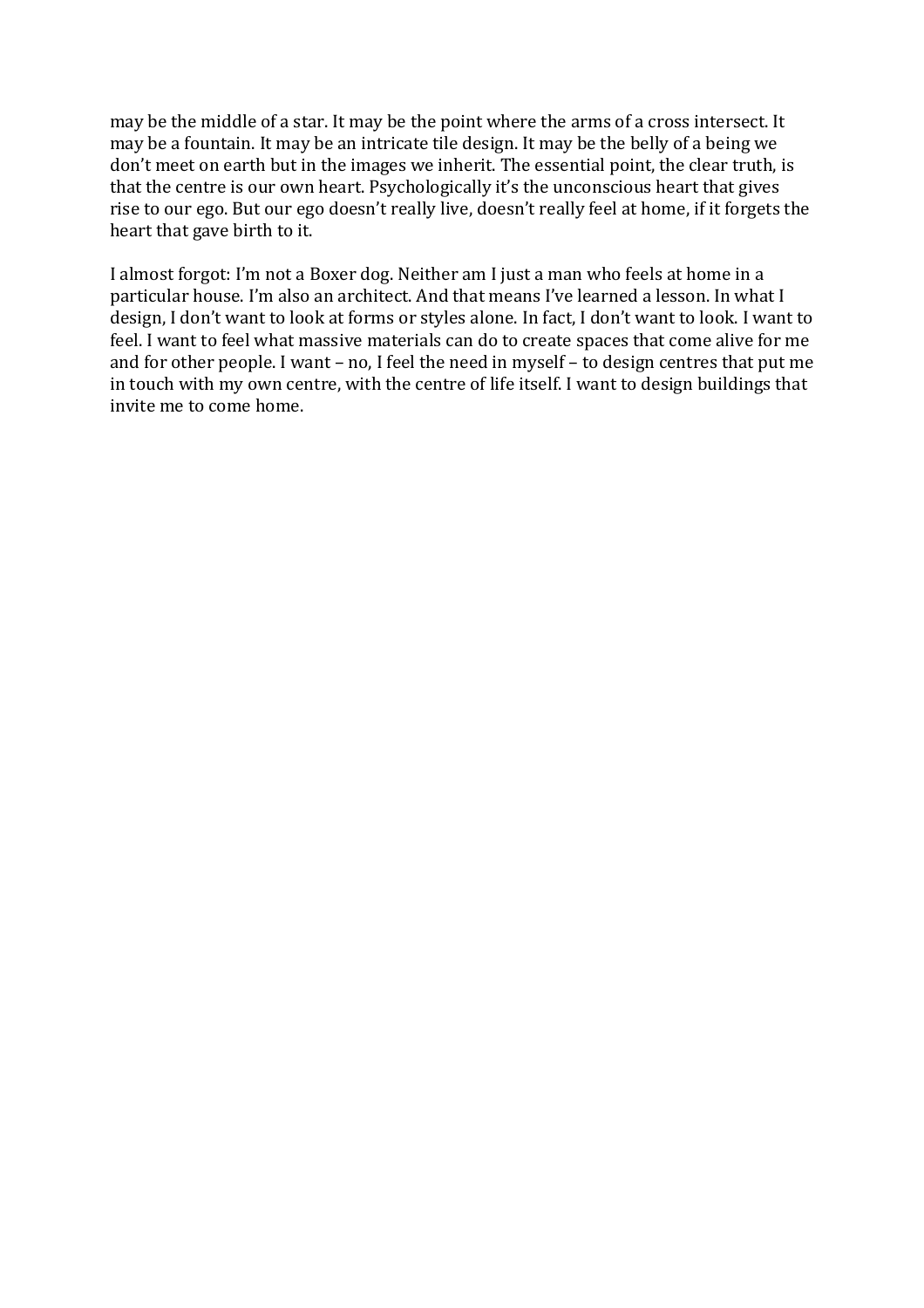may be the middle of a star. It may be the point where the arms of a cross intersect. It may be a fountain. It may be an intricate tile design. It may be the belly of a being we don't meet on earth but in the images we inherit. The essential point, the clear truth, is that the centre is our own heart. Psychologically it's the unconscious heart that gives rise to our ego. But our ego doesn't really live, doesn't really feel at home, if it forgets the heart that gave birth to it.

I almost forgot: I'm not a Boxer dog. Neither am I just a man who feels at home in a particular house. I'm also an architect. And that means I've learned a lesson. In what I design, I don't want to look at forms or styles alone. In fact, I don't want to look. I want to feel. I want to feel what massive materials can do to create spaces that come alive for me and for other people. I want – no, I feel the need in myself – to design centres that put me in touch with my own centre, with the centre of life itself. I want to design buildings that invite me to come home.